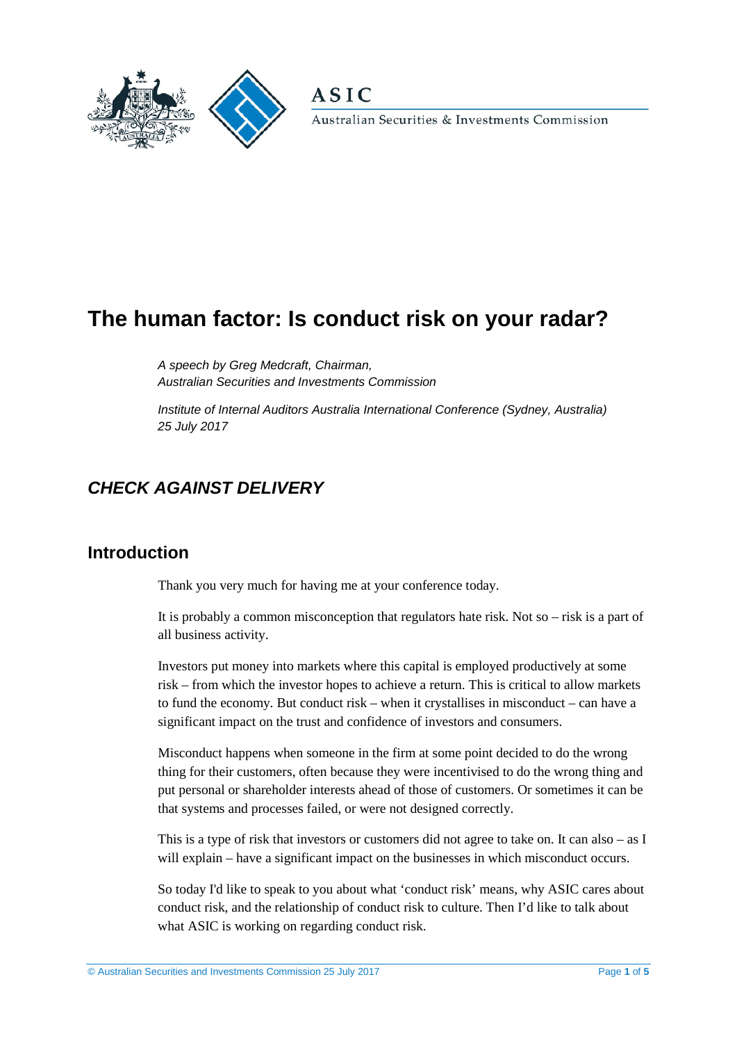ASIC

Australian Securities & Investments Commission

# The human factor: Is conduct risk on your radar?

*A speech by Greg Medcraft, Chairman, Australian Securities and Investments Commission*

*Institute of Internal Auditors Australia International Conference (Sydney, Australia) 25 July 2017*

## *CHECK AGAINST DELIVERY*

## Introduction

Thank you very much for having me at your conference today.

It is probably a common misconception that regulators hate risk. Not so – risk is a part of all business activity.

Investors put money into markets where this capital is employed productively at some risk – from which the investor hopes to achieve a return. This is critical to allow markets to fund the economy. But conduct risk – when it crystallises in misconduct – can have a significant impact on the trust and confidence of investors and consumers.

Misconduct happens when someone in the firm at some point decided to do the wrong thing for their customers, often because they were incentivised to do the wrong thing and put personal or shareholder interests ahead of those of customers. Or sometimes it can be that systems and processes failed, or were not designed correctly.

This is a type of risk that investors or customers did not agree to take on. It can also – as I will explain – have a significant impact on the businesses in which misconduct occurs.

So today I'd like to speak to you about what 'conduct risk' means, why ASIC cares about conduct risk, and the relationship of conduct risk to culture. Then I'd like to talk about what ASIC is working on regarding conduct risk.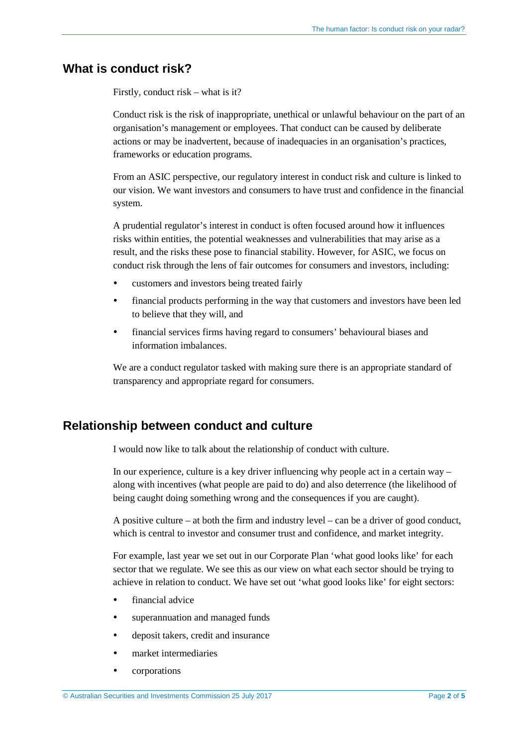## What is conduct risk?

Firstly, conduct risk – what is it?

Conduct risk is the risk of inappropriate, unethical or unlawful behaviour on the part of an organisation's management or employees. That conduct can be caused by deliberate actions or may be inadvertent, because of inadequacies in an organisation's practices, frameworks or education programs.

From an ASIC perspective, our regulatory interest in conduct risk and culture is linked to our vision. We want investors and consumers to have trust and confidence in the financial system.

A prudential regulator's interest in conduct is often focused around how it influences risks within entities, the potential weaknesses and vulnerabilities that may arise as a result, and the risks these pose to financial stability. However, for ASIC, we focus on conduct risk through the lens of fair outcomes for consumers and investors, including:

- customers and investors being treated fairly
- financial products performing in the way that customers and investors have been led to believe that they will, and
- financial services firms having regard to consumers' behavioural biases and information imbalances.

We are a conduct regulator tasked with making sure there is an appropriate standard of transparency and appropriate regard for consumers.

## Relationship between conduct and culture

I would now like to talk about the relationship of conduct with culture.

In our experience, culture is a key driver influencing why people act in a certain way – along with incentives (what people are paid to do) and also deterrence (the likelihood of being caught doing something wrong and the consequences if you are caught).

A positive culture – at both the firm and industry level – can be a driver of good conduct, which is central to investor and consumer trust and confidence, and market integrity.

For example, last year we set out in our Corporate Plan 'what good looks like' for each sector that we regulate. We see this as our view on what each sector should be trying to achieve in relation to conduct. We have set out 'what good looks like' for eight sectors:

- financial advice
- superannuation and managed funds
- deposit takers, credit and insurance
- market intermediaries
- corporations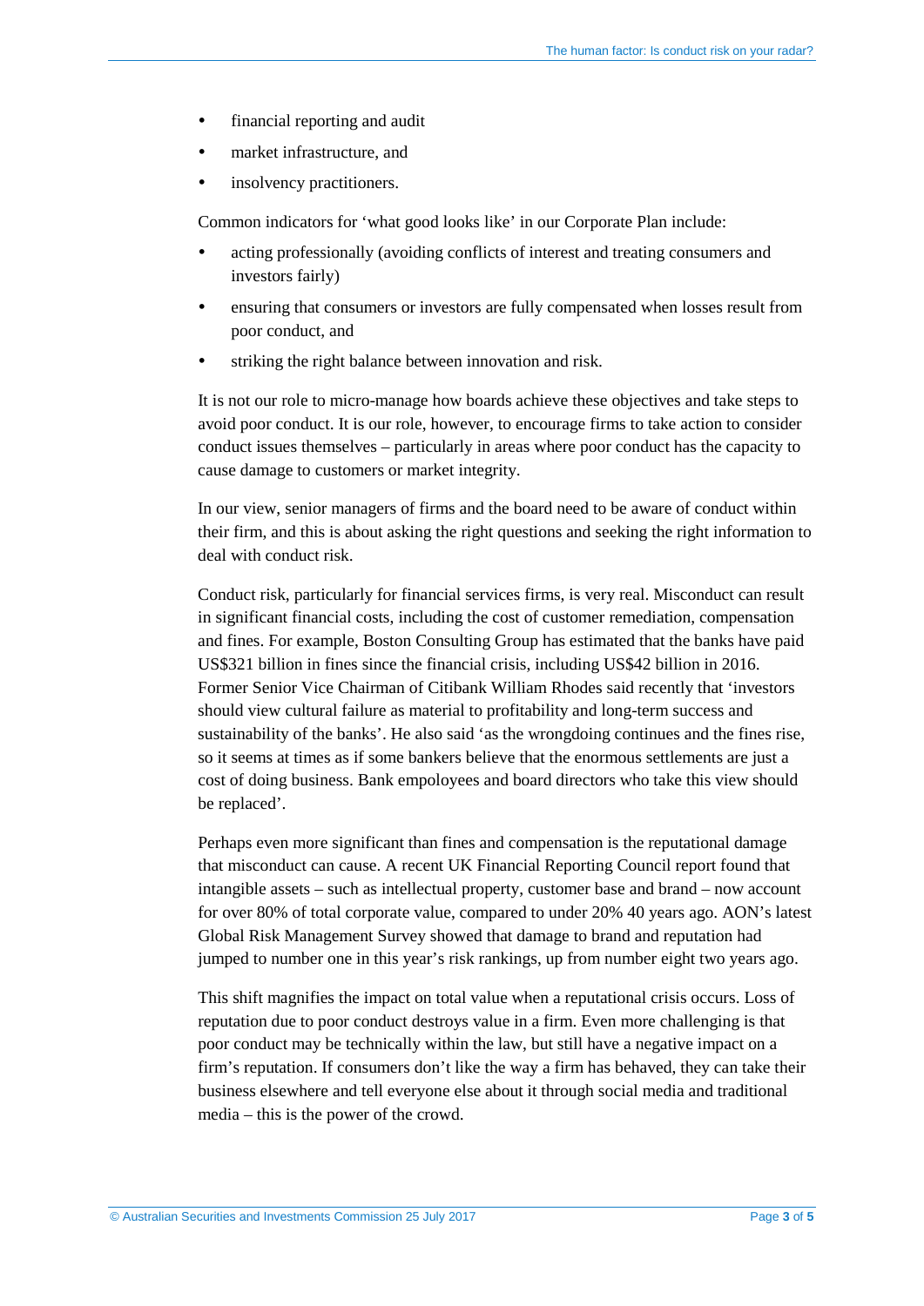- financial reporting and audit
- market infrastructure, and
- insolvency practitioners.

Common indicators for 'what good looks like' in our Corporate Plan include:

- acting professionally (avoiding conflicts of interest and treating consumers and investors fairly)
- ensuring that consumers or investors are fully compensated when losses result from poor conduct, and
- striking the right balance between innovation and risk.

It is not our role to micro-manage how boards achieve these objectives and take steps to avoid poor conduct. It is our role, however, to encourage firms to take action to consider conduct issues themselves – particularly in areas where poor conduct has the capacity to cause damage to customers or market integrity.

In our view, senior managers of firms and the board need to be aware of conduct within their firm, and this is about asking the right questions and seeking the right information to deal with conduct risk.

Conduct risk, particularly for financial services firms, is very real. Misconduct can result in significant financial costs, including the cost of customer remediation, compensation and fines. For example, Boston Consulting Group has estimated that the banks have paid US$321 billion in fines since the financial crisis, including US$42 billion in 2016. Former Senior Vice Chairman of Citibank William Rhodes said recently that 'investors should view cultural failure as material to profitability and long-term success and sustainability of the banks'. He also said 'as the wrongdoing continues and the fines rise, so it seems at times as if some bankers believe that the enormous settlements are just a cost of doing business. Bank empoloyees and board directors who take this view should be replaced'.

Perhaps even more significant than fines and compensation is the reputational damage that misconduct can cause. A recent UK Financial Reporting Council report found that intangible assets – such as intellectual property, customer base and brand – now account for over 80% of total corporate value, compared to under 20% 40 years ago. AON's latest Global Risk Management Survey showed that damage to brand and reputation had jumped to number one in this year's risk rankings, up from number eight two years ago.

This shift magnifies the impact on total value when a reputational crisis occurs. Loss of reputation due to poor conduct destroys value in a firm. Even more challenging is that poor conduct may be technically within the law, but still have a negative impact on a firm's reputation. If consumers don't like the way a firm has behaved, they can take their business elsewhere and tell everyone else about it through social media and traditional media – this is the power of the crowd.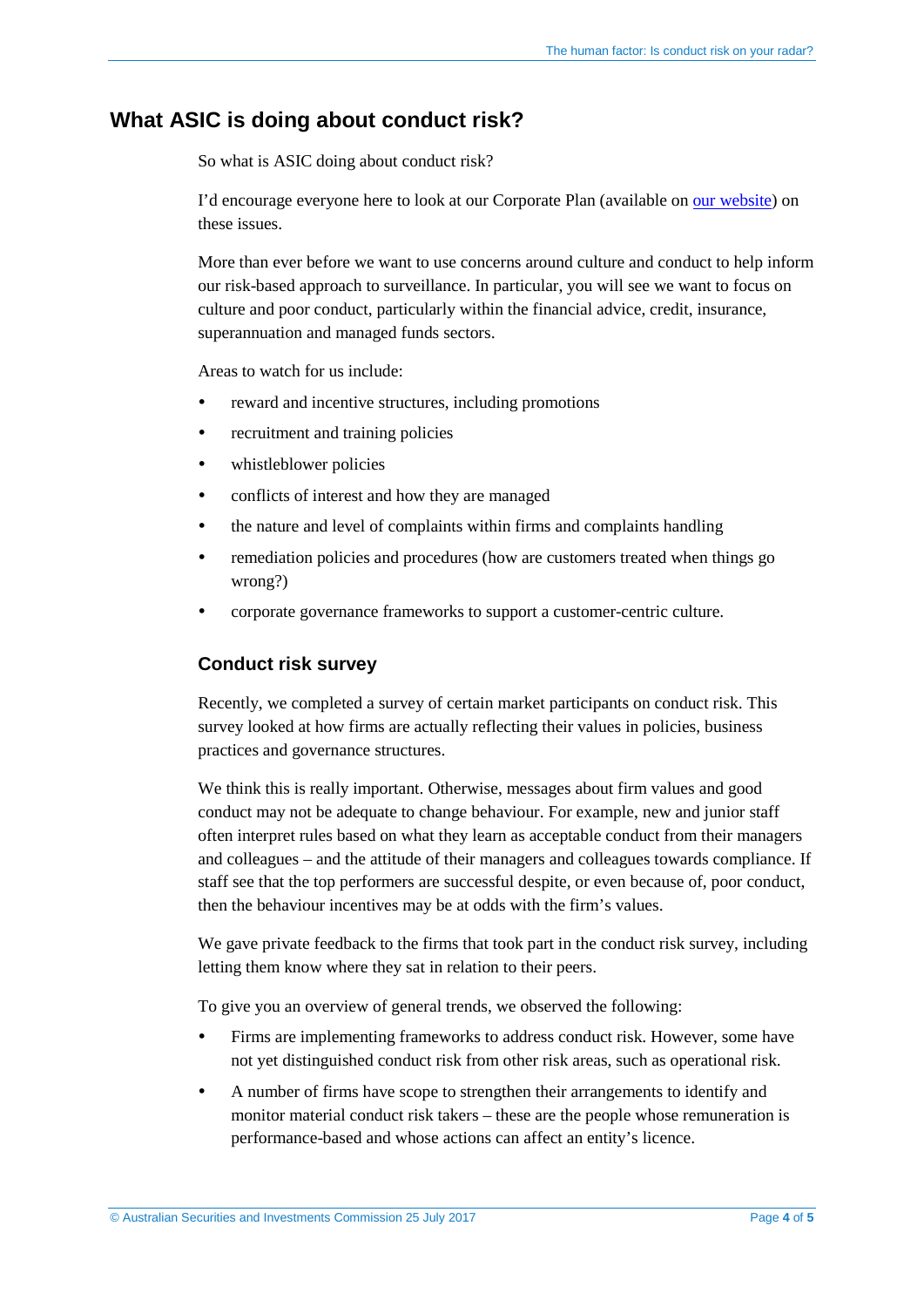## What ASIC is doing about conduct risk?

So what is ASIC doing about conduct risk?

I'd encourage everyone here to look at our Corporate Plan (available on our website) on these issues.

More than ever before we want to use concerns around culture and conduct to help inform our risk-based approach to surveillance. In particular, you will see we want to focus on culture and poor conduct, particularly within the financial advice, credit, insurance, superannuation and managed funds sectors.

Areas to watch for us include:

- reward and incentive structures, including promotions
- recruitment and training policies
- whistleblower policies
- conflicts of interest and how they are managed
- the nature and level of complaints within firms and complaints handling
- remediation policies and procedures (how are customers treated when things go wrong?)
- corporate governance frameworks to support a customer-centric culture.

### Conduct risk survey

Recently, we completed a survey of certain market participants on conduct risk. This survey looked at how firms are actually reflecting their values in policies, business practices and governance structures.

We think this is really important. Otherwise, messages about firm values and good conduct may not be adequate to change behaviour. For example, new and junior staff often interpret rules based on what they learn as acceptable conduct from their managers and colleagues – and the attitude of their managers and colleagues towards compliance. If staff see that the top performers are successful despite, or even because of, poor conduct, then the behaviour incentives may be at odds with the firm's values.

We gave private feedback to the firms that took part in the conduct risk survey, including letting them know where they sat in relation to their peers.

To give you an overview of general trends, we observed the following:

- Firms are implementing frameworks to address conduct risk. However, some have not yet distinguished conduct risk from other risk areas, such as operational risk.
- A number of firms have scope to strengthen their arrangements to identify and monitor material conduct risk takers – these are the people whose remuneration is performance-based and whose actions can affect an entity's licence.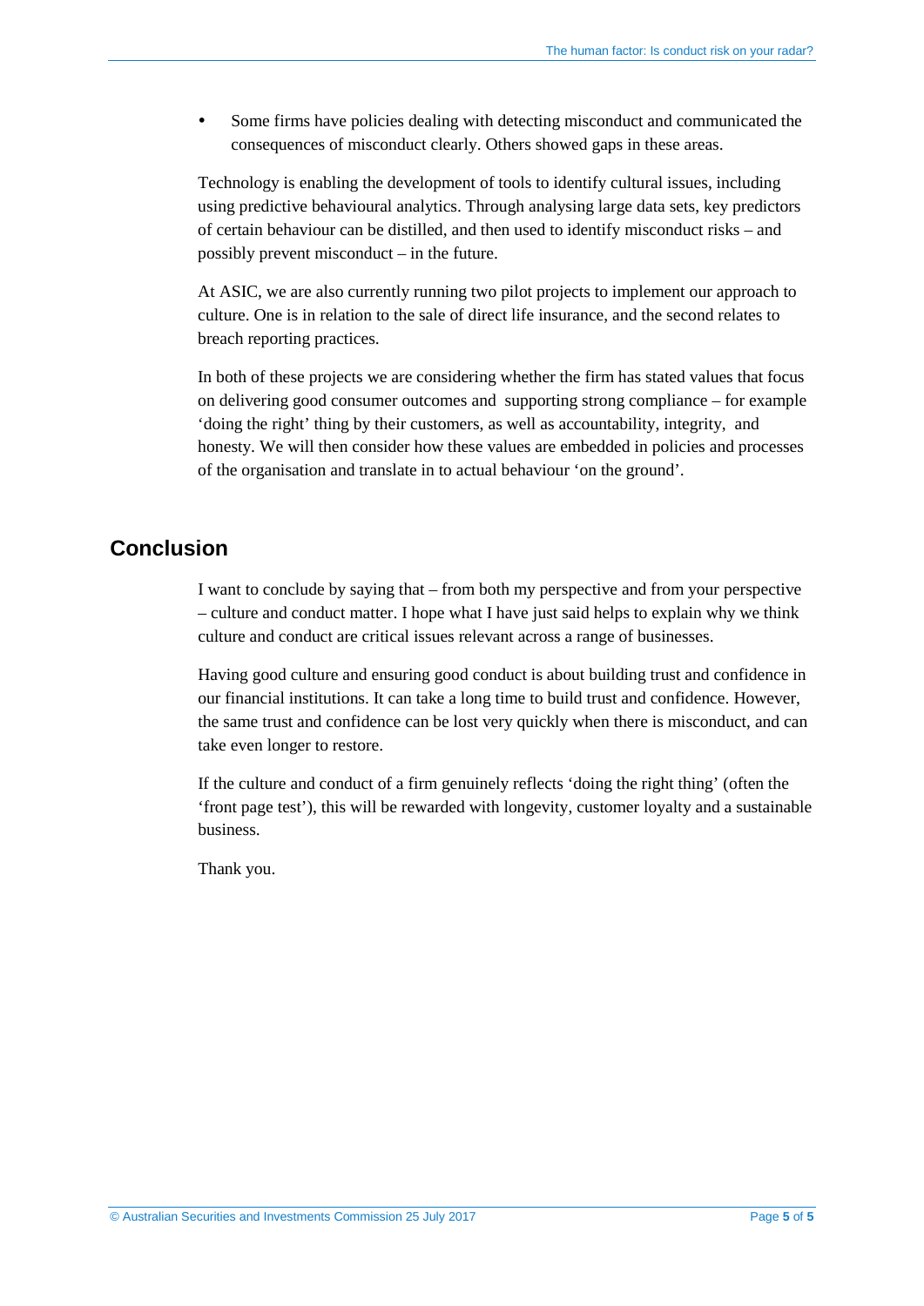- Some firms have policies dealing with detecting misconduct and communicated the consequences of misconduct clearly. Others showed gaps in these areas.

Technology is enabling the development of tools to identify cultural issues, including using predictive behavioural analytics. Through analysing large data sets, key predictors of certain behaviour can be distilled, and then used to identify misconduct risks – and possibly prevent misconduct – in the future.

At ASIC, we are also currently running two pilot projects to implement our approach to culture. One is in relation to the sale of direct life insurance, and the second relates to breach reporting practices.

In both of these projects we are considering whether the firm has stated values that focus on delivering good consumer outcomes and supporting strong compliance – for example 'doing the right' thing by their customers, as well as accountability, integrity, and honesty. We will then consider how these values are embedded in policies and processes of the organisation and translate in to actual behaviour 'on the ground'.

## Conclusion

I want to conclude by saying that – from both my perspective and from your perspective – culture and conduct matter. I hope what I have just said helps to explain why we think culture and conduct are critical issues relevant across a range of businesses.

Having good culture and ensuring good conduct is about building trust and confidence in our financial institutions. It can take a long time to build trust and confidence. However, the same trust and confidence can be lost very quickly when there is misconduct, and can take even longer to restore.

If the culture and conduct of a firm genuinely reflects 'doing the right thing' (often the 'front page test'), this will be rewarded with longevity, customer loyalty and a sustainable business.

Thank you.